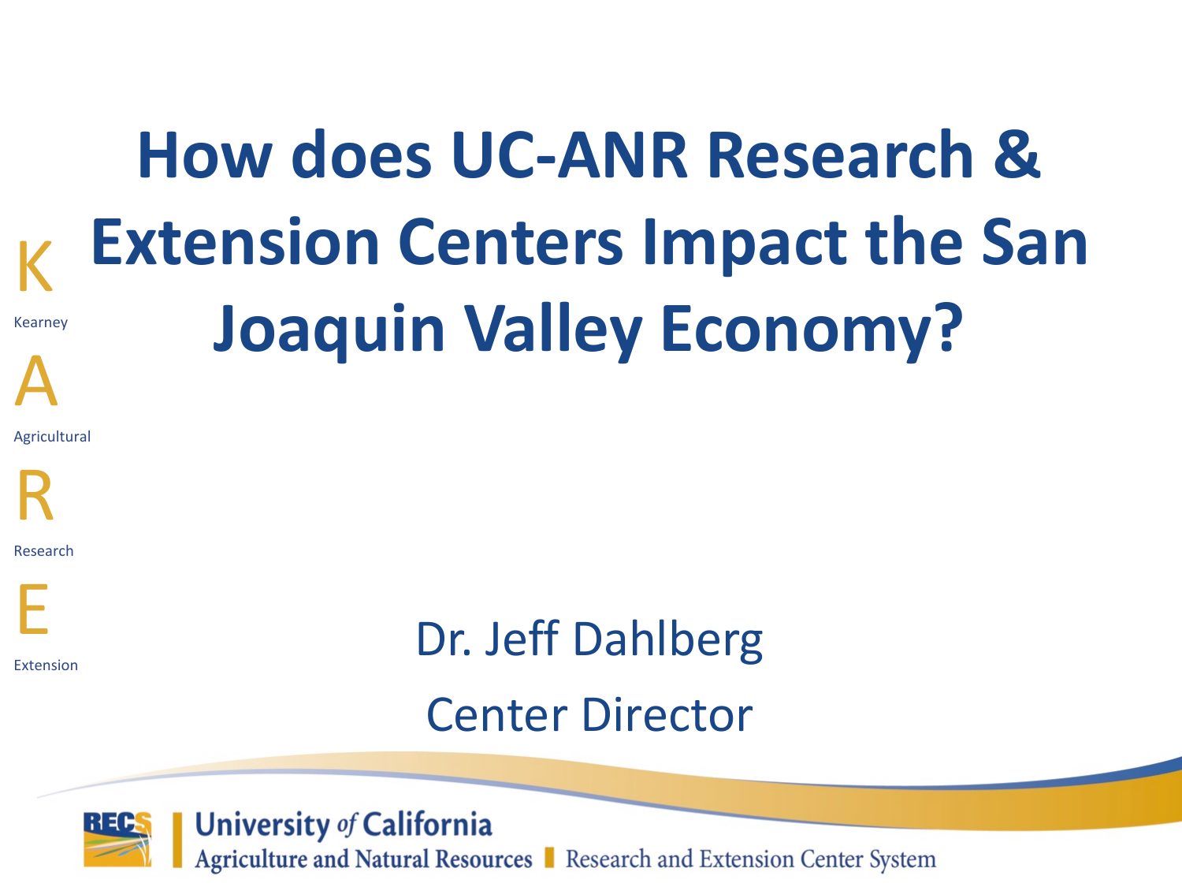# How does UC-ANR Research & Extension Centers Impact the San Joaquin Valley Economy?

K
Kearney

A
Agricultural

R
Research

E
Extension

Dr. Jeff Dahlberg

Center Director

RECS | University of California
Agriculture and Natural Resources | Research and Extension Center System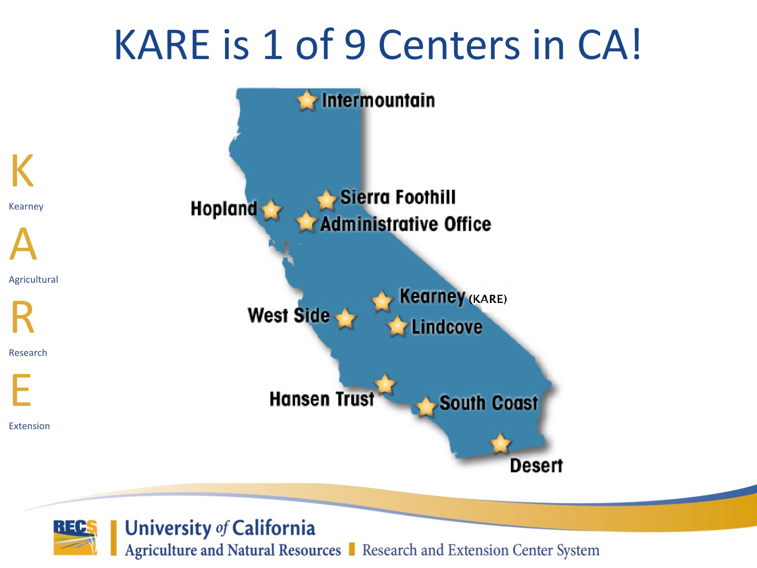# KARE is 1 of 9 Centers in CA!

K
Kearney

A
Agricultural

R
Research

E
Extension

Intermountain

Hopland

Sierra Foothill

Administrative Office

Kearney (KARE)

West Side

Lindcove

Hansen Trust

South Coast

Desert

University *of* California
Agriculture and Natural Resources | Research and Extension Center System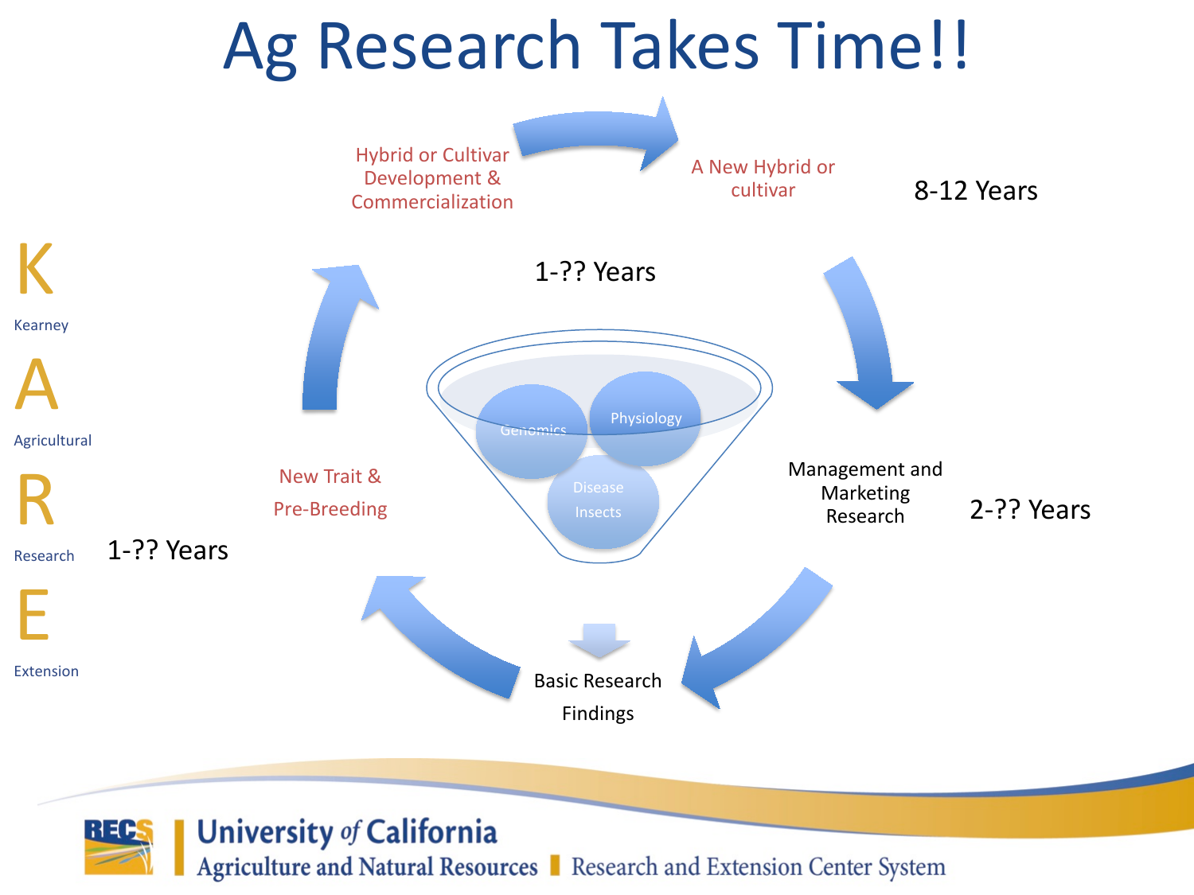# Ag Research Takes Time!!

**K** Kearney

**A** Agricultural

**R** Research

**E** Extension

Hybrid or Cultivar Development & Commercialization

A New Hybrid or cultivar

8-12 Years

1-?? Years

Genomics

Physiology

Disease

Insects

Management and Marketing Research

2-?? Years

New Trait & Pre-Breeding

1-?? Years

Basic Research Findings

University *of* California

Agriculture and Natural Resources | Research and Extension Center System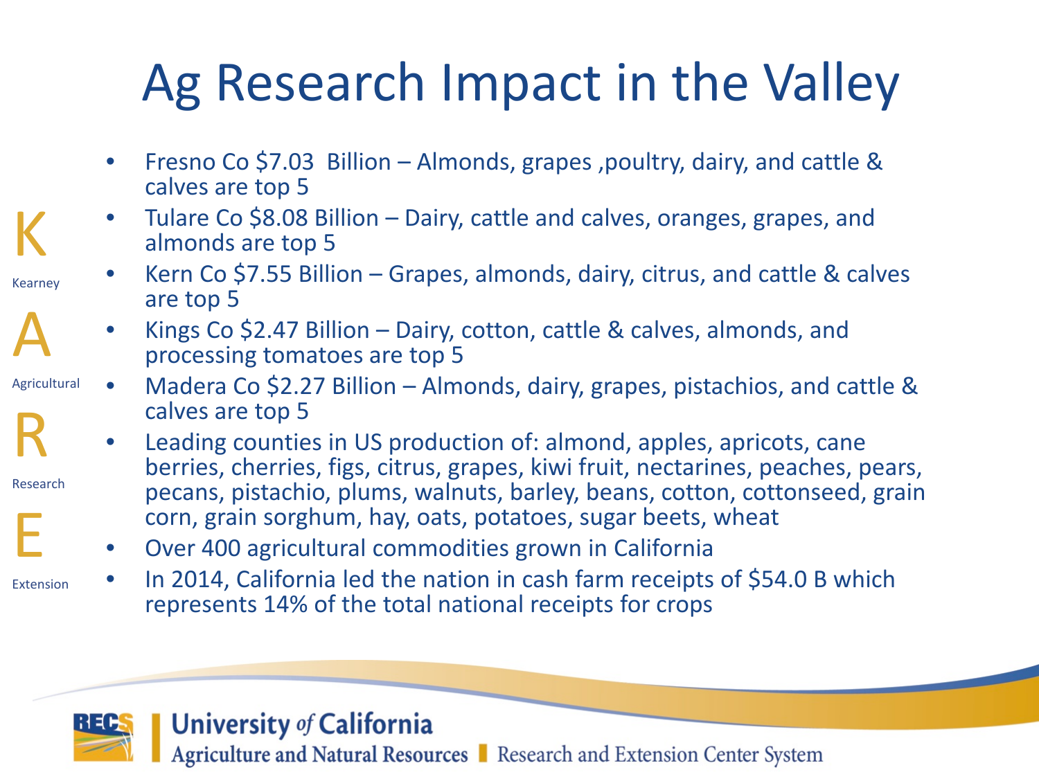# Ag Research Impact in the Valley

K
Kearney

A
Agricultural

R
Research

E
Extension

- Fresno Co $7.03  Billion – Almonds, grapes ,poultry, dairy, and cattle & calves are top 5
- Tulare Co $8.08 Billion – Dairy, cattle and calves, oranges, grapes, and almonds are top 5
- Kern Co $7.55 Billion – Grapes, almonds, dairy, citrus, and cattle & calves are top 5
- Kings Co $2.47 Billion – Dairy, cotton, cattle & calves, almonds, and processing tomatoes are top 5
- Madera Co $2.27 Billion – Almonds, dairy, grapes, pistachios, and cattle & calves are top 5
- Leading counties in US production of: almond, apples, apricots, cane berries, cherries, figs, citrus, grapes, kiwi fruit, nectarines, peaches, pears, pecans, pistachio, plums, walnuts, barley, beans, cotton, cottonseed, grain corn, grain sorghum, hay, oats, potatoes, sugar beets, wheat
- Over 400 agricultural commodities grown in California
- In 2014, California led the nation in cash farm receipts of $54.0 B which represents 14% of the total national receipts for crops

RECS | University *of* California
Agriculture and Natural Resources | Research and Extension Center System